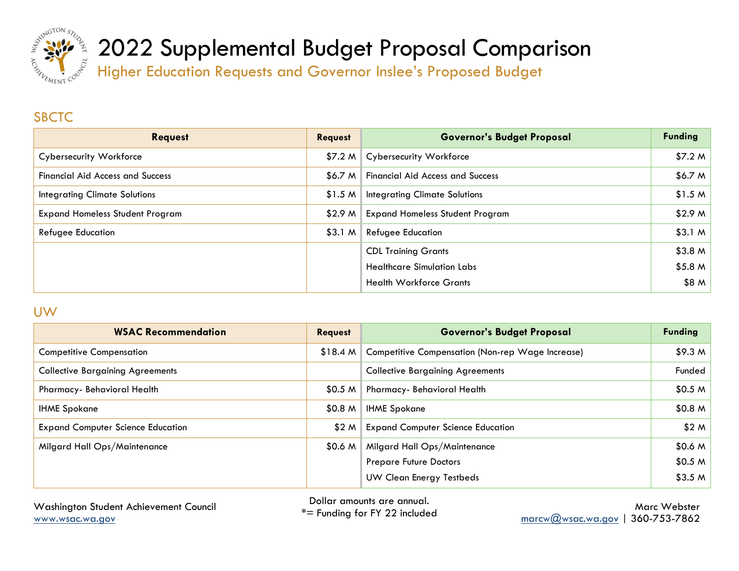# 2022 Supplemental Budget Proposal Comparison

## Higher Education Requests and Governor Inslee's Proposed Budget

### SBCTC

| Request | Request | Governor's Budget Proposal | Funding |
|---|---|---|---|
| Cybersecurity Workforce | $7.2 M | Cybersecurity Workforce | $7.2 M |
| Financial Aid Access and Success | $6.7 M | Financial Aid Access and Success | $6.7 M |
| Integrating Climate Solutions | $1.5 M | Integrating Climate Solutions | $1.5 M |
| Expand Homeless Student Program | $2.9 M | Expand Homeless Student Program | $2.9 M |
| Refugee Education | $3.1 M | Refugee Education | $3.1 M |
| | | CDL Training Grants | $3.8 M |
| | | Healthcare Simulation Labs | $5.8 M |
| | | Health Workforce Grants | $8 M |

### UW

| WSAC Recommendation | Request | Governor's Budget Proposal | Funding |
|---|---|---|---|
| Competitive Compensation | $18.4 M | Competitive Compensation (Non-rep Wage Increase) | $9.3 M |
| Collective Bargaining Agreements | | Collective Bargaining Agreements | Funded |
| Pharmacy- Behavioral Health | $0.5 M | Pharmacy- Behavioral Health | $0.5 M |
| IHME Spokane | $0.8 M | IHME Spokane | $0.8 M |
| Expand Computer Science Education | $2 M | Expand Computer Science Education | $2 M |
| Milgard Hall Ops/Maintenance | $0.6 M | Milgard Hall Ops/Maintenance | $0.6 M |
| | | Prepare Future Doctors | $0.5 M |
| | | UW Clean Energy Testbeds | $3.5 M |

Washington Student Achievement Council
www.wsac.wa.gov

Dollar amounts are annual.
*= Funding for FY 22 included

Marc Webster
marcw@wsac.wa.gov | 360-753-7862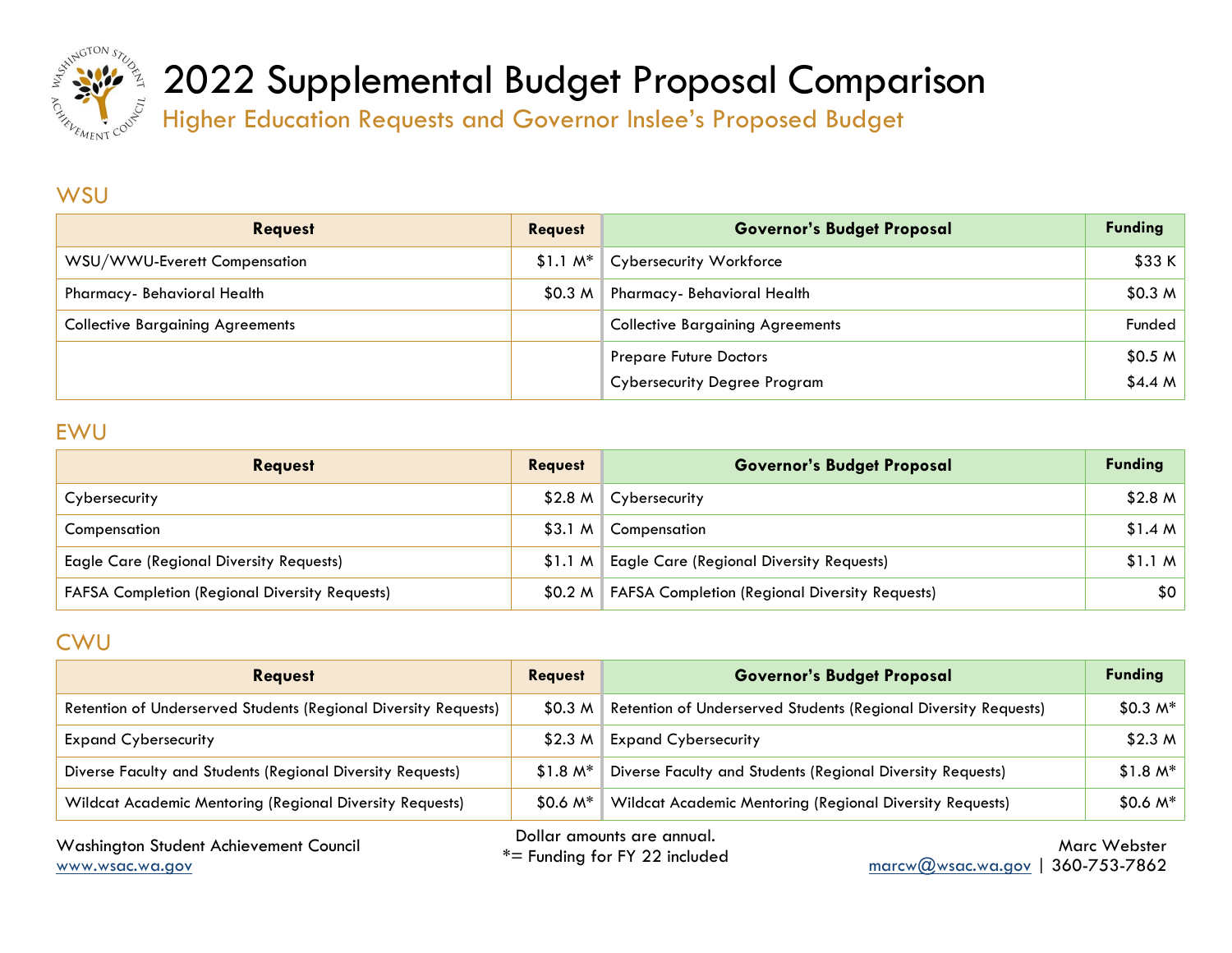# 2022 Supplemental Budget Proposal Comparison

## Higher Education Requests and Governor Inslee's Proposed Budget

### WSU

| Request | Request | Governor's Budget Proposal | Funding |
|---|---|---|---|
| WSU/WWU-Everett Compensation | $1.1 M* | Cybersecurity Workforce | $33 K |
| Pharmacy- Behavioral Health | $0.3 M | Pharmacy- Behavioral Health | $0.3 M |
| Collective Bargaining Agreements | | Collective Bargaining Agreements | Funded |
| | | Prepare Future Doctors | $0.5 M |
| | | Cybersecurity Degree Program | $4.4 M |

### EWU

| Request | Request | Governor's Budget Proposal | Funding |
|---|---|---|---|
| Cybersecurity | $2.8 M | Cybersecurity | $2.8 M |
| Compensation | $3.1 M | Compensation | $1.4 M |
| Eagle Care (Regional Diversity Requests) | $1.1 M | Eagle Care (Regional Diversity Requests) | $1.1 M |
| FAFSA Completion (Regional Diversity Requests) | $0.2 M | FAFSA Completion (Regional Diversity Requests) | $0 |

### CWU

| Request | Request | Governor's Budget Proposal | Funding |
|---|---|---|---|
| Retention of Underserved Students (Regional Diversity Requests) | $0.3 M | Retention of Underserved Students (Regional Diversity Requests) | $0.3 M* |
| Expand Cybersecurity | $2.3 M | Expand Cybersecurity | $2.3 M |
| Diverse Faculty and Students (Regional Diversity Requests) | $1.8 M* | Diverse Faculty and Students (Regional Diversity Requests) | $1.8 M* |
| Wildcat Academic Mentoring (Regional Diversity Requests) | $0.6 M* | Wildcat Academic Mentoring (Regional Diversity Requests) | $0.6 M* |

Dollar amounts are annual.
*= Funding for FY 22 included

Washington Student Achievement Council
www.wsac.wa.gov

Marc Webster
marcw@wsac.wa.gov | 360-753-7862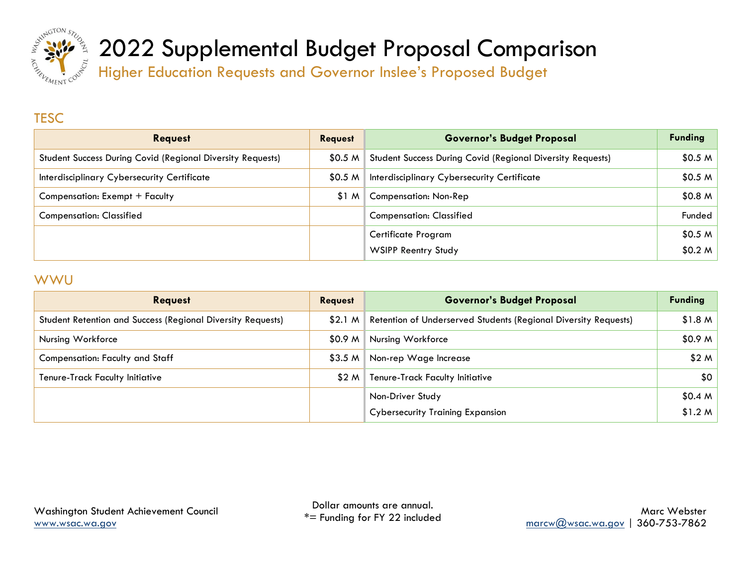# 2022 Supplemental Budget Proposal Comparison

## Higher Education Requests and Governor Inslee's Proposed Budget

### TESC

| Request | Request | Governor's Budget Proposal | Funding |
|---|---|---|---|
| Student Success During Covid (Regional Diversity Requests) | $0.5 M | Student Success During Covid (Regional Diversity Requests) | $0.5 M |
| Interdisciplinary Cybersecurity Certificate | $0.5 M | Interdisciplinary Cybersecurity Certificate | $0.5 M |
| Compensation: Exempt + Faculty | $1 M | Compensation: Non-Rep | $0.8 M |
| Compensation: Classified | | Compensation: Classified | Funded |
| | | Certificate Program | $0.5 M |
| | | WSIPP Reentry Study | $0.2 M |

### WWU

| Request | Request | Governor's Budget Proposal | Funding |
|---|---|---|---|
| Student Retention and Success (Regional Diversity Requests) | $2.1 M | Retention of Underserved Students (Regional Diversity Requests) | $1.8 M |
| Nursing Workforce | $0.9 M | Nursing Workforce | $0.9 M |
| Compensation: Faculty and Staff | $3.5 M | Non-rep Wage Increase | $2 M |
| Tenure-Track Faculty Initiative | $2 M | Tenure-Track Faculty Initiative | $0 |
| | | Non-Driver Study | $0.4 M |
| | | Cybersecurity Training Expansion | $1.2 M |

Washington Student Achievement Council
www.wsac.wa.gov

Dollar amounts are annual.
*= Funding for FY 22 included

Marc Webster
marcw@wsac.wa.gov | 360-753-7862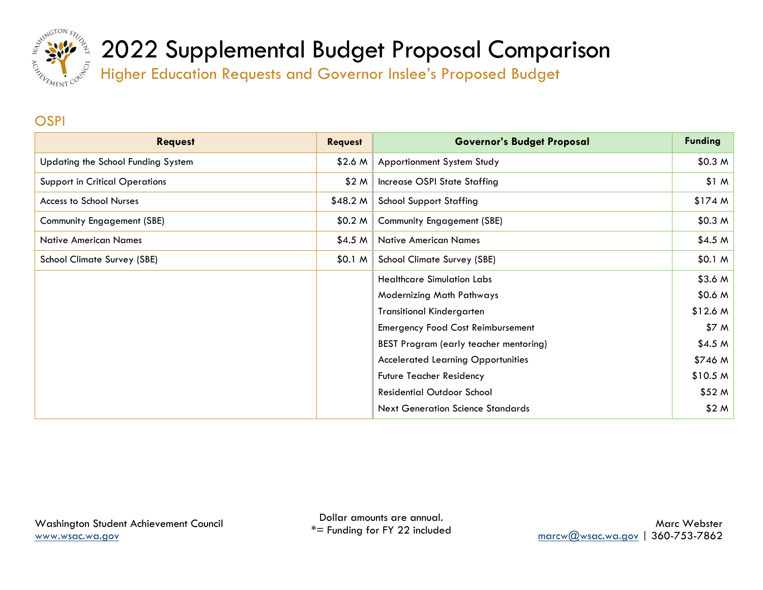# 2022 Supplemental Budget Proposal Comparison

## Higher Education Requests and Governor Inslee's Proposed Budget

### OSPI

| Request | Request | Governor's Budget Proposal | Funding |
|---|---|---|---|
| Updating the School Funding System | $2.6 M | Apportionment System Study | $0.3 M |
| Support in Critical Operations | $2 M | Increase OSPI State Staffing | $1 M |
| Access to School Nurses | $48.2 M | School Support Staffing | $174 M |
| Community Engagement (SBE) | $0.2 M | Community Engagement (SBE) | $0.3 M |
| Native American Names | $4.5 M | Native American Names | $4.5 M |
| School Climate Survey (SBE) | $0.1 M | School Climate Survey (SBE) | $0.1 M |
| | | Healthcare Simulation Labs | $3.6 M |
| | | Modernizing Math Pathways | $0.6 M |
| | | Transitional Kindergarten | $12.6 M |
| | | Emergency Food Cost Reimbursement | $7 M |
| | | BEST Program (early teacher mentoring) | $4.5 M |
| | | Accelerated Learning Opportunities | $746 M |
| | | Future Teacher Residency | $10.5 M |
| | | Residential Outdoor School | $52 M |
| | | Next Generation Science Standards | $2 M |

Washington Student Achievement Council
www.wsac.wa.gov

Dollar amounts are annual.
*= Funding for FY 22 included

Marc Webster
marcw@wsac.wa.gov | 360-753-7862